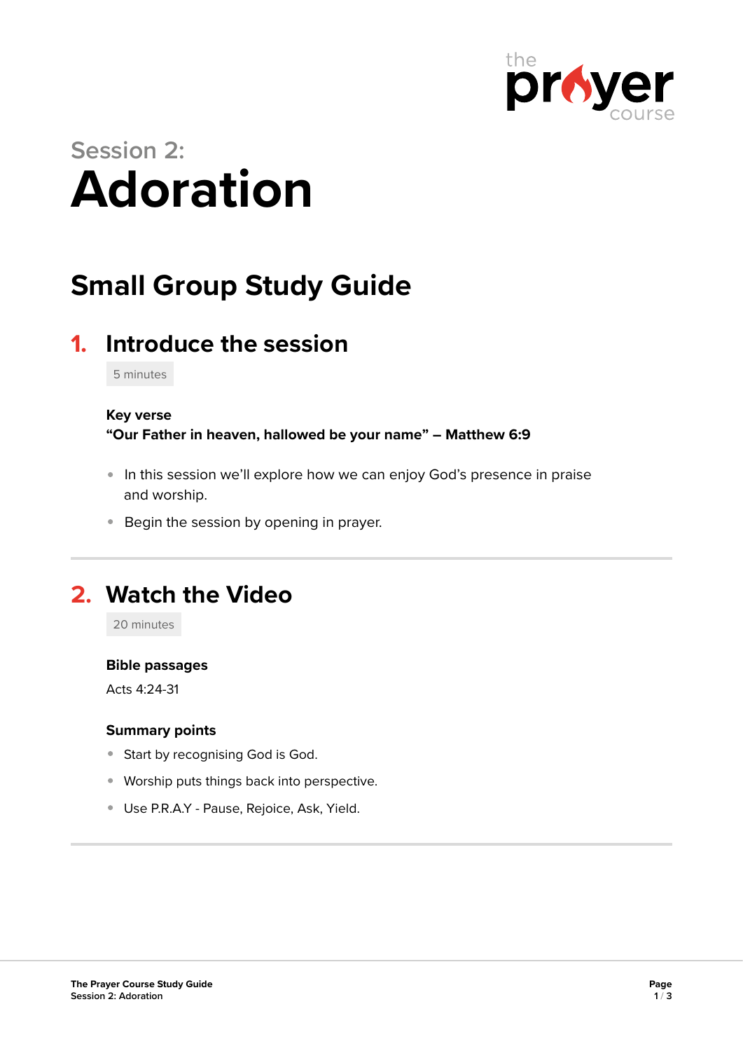Session 2:

# Adoration

## Small Group Study Guide

### 1. Introduce the session

5 minutes

**Key verse**
**"Our Father in heaven, hallowed be your name" – Matthew 6:9**

- In this session we'll explore how we can enjoy God's presence in praise and worship.
- Begin the session by opening in prayer.

---

### 2. Watch the Video

20 minutes

**Bible passages**

Acts 4:24-31

**Summary points**

- Start by recognising God is God.
- Worship puts things back into perspective.
- Use P.R.A.Y - Pause, Rejoice, Ask, Yield.

---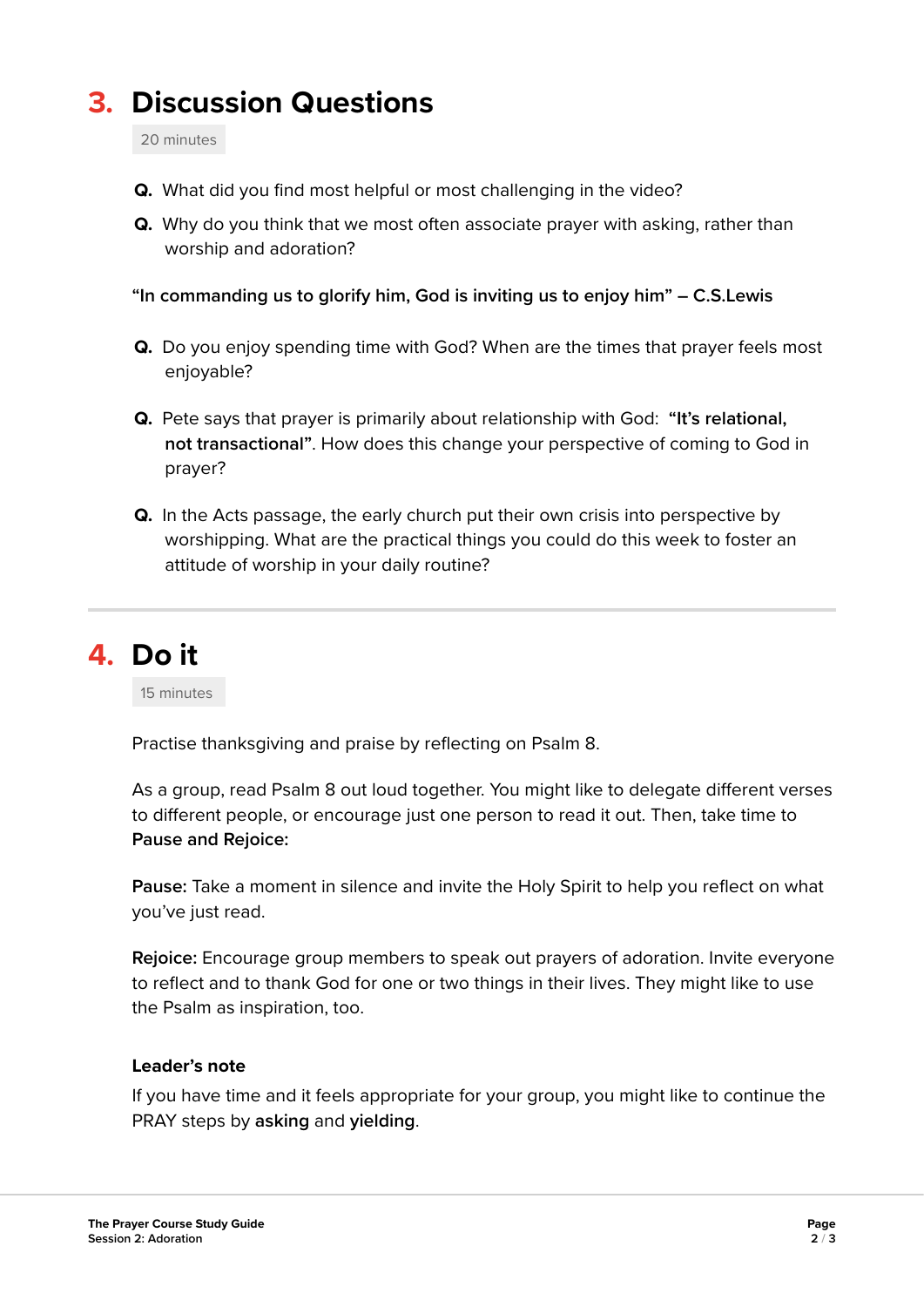## 3. Discussion Questions

20 minutes

**Q.** What did you find most helpful or most challenging in the video?

**Q.** Why do you think that we most often associate prayer with asking, rather than worship and adoration?

**"In commanding us to glorify him, God is inviting us to enjoy him" – C.S.Lewis**

**Q.** Do you enjoy spending time with God? When are the times that prayer feels most enjoyable?

**Q.** Pete says that prayer is primarily about relationship with God: **"It's relational, not transactional"**. How does this change your perspective of coming to God in prayer?

**Q.** In the Acts passage, the early church put their own crisis into perspective by worshipping. What are the practical things you could do this week to foster an attitude of worship in your daily routine?

---

## 4. Do it

15 minutes

Practise thanksgiving and praise by reflecting on Psalm 8.

As a group, read Psalm 8 out loud together. You might like to delegate different verses to different people, or encourage just one person to read it out. Then, take time to **Pause and Rejoice:**

**Pause:** Take a moment in silence and invite the Holy Spirit to help you reflect on what you've just read.

**Rejoice:** Encourage group members to speak out prayers of adoration. Invite everyone to reflect and to thank God for one or two things in their lives. They might like to use the Psalm as inspiration, too.

**Leader's note**

If you have time and it feels appropriate for your group, you might like to continue the PRAY steps by **asking** and **yielding**.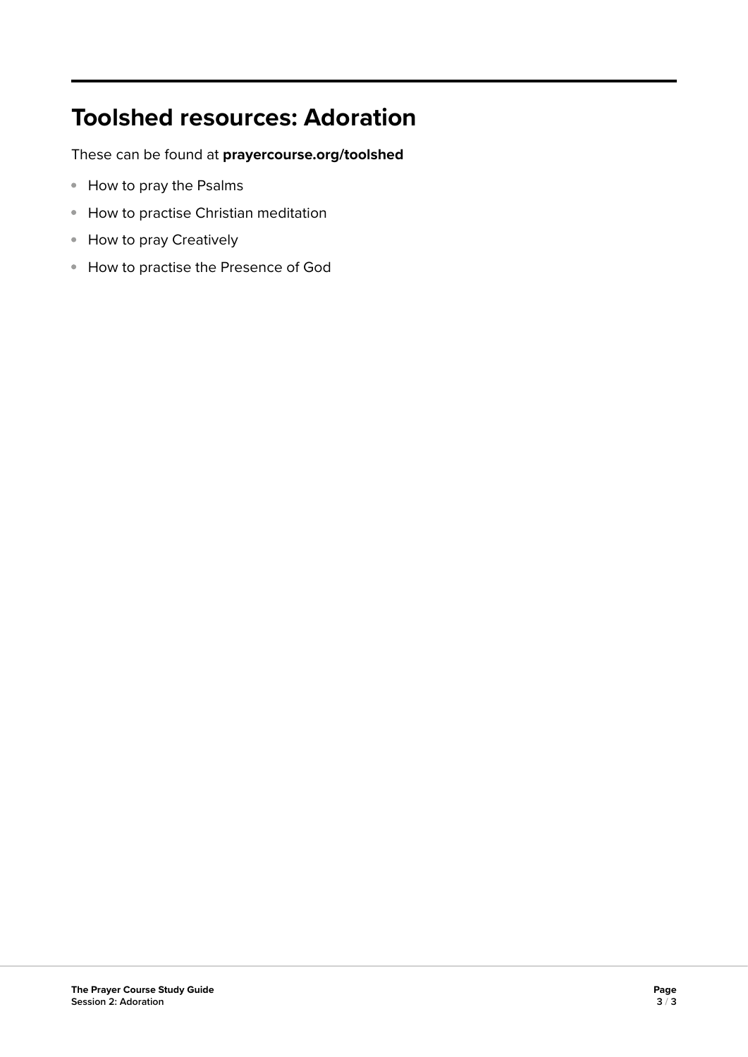## Toolshed resources: Adoration

These can be found at **prayercourse.org/toolshed**

- How to pray the Psalms
- How to practise Christian meditation
- How to pray Creatively
- How to practise the Presence of God